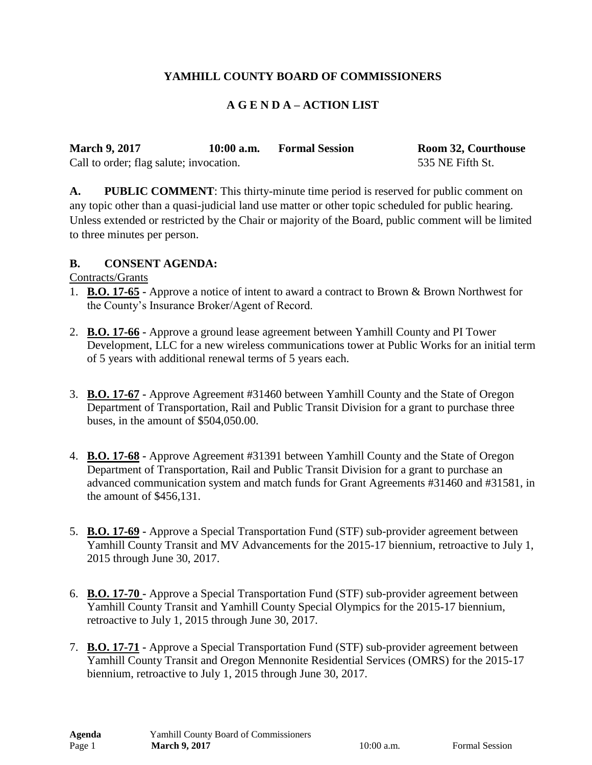# YAMHILL COUNTY BOARD OF COMMISSIONERS

## A G E N D A – ACTION LIST

**March 9, 2017** **10:00 a.m.** **Formal Session** **Room 32, Courthouse**

Call to order; flag salute; invocation. 535 NE Fifth St.

**A. PUBLIC COMMENT**: This thirty-minute time period is reserved for public comment on any topic other than a quasi-judicial land use matter or other topic scheduled for public hearing. Unless extended or restricted by the Chair or majority of the Board, public comment will be limited to three minutes per person.

**B. CONSENT AGENDA:**

Contracts/Grants

1. **B.O. 17-65** - Approve a notice of intent to award a contract to Brown & Brown Northwest for the County's Insurance Broker/Agent of Record.

2. **B.O. 17-66** - Approve a ground lease agreement between Yamhill County and PI Tower Development, LLC for a new wireless communications tower at Public Works for an initial term of 5 years with additional renewal terms of 5 years each.

3. **B.O. 17-67** - Approve Agreement #31460 between Yamhill County and the State of Oregon Department of Transportation, Rail and Public Transit Division for a grant to purchase three buses, in the amount of $504,050.00.

4. **B.O. 17-68** - Approve Agreement #31391 between Yamhill County and the State of Oregon Department of Transportation, Rail and Public Transit Division for a grant to purchase an advanced communication system and match funds for Grant Agreements #31460 and #31581, in the amount of $456,131.

5. **B.O. 17-69** - Approve a Special Transportation Fund (STF) sub-provider agreement between Yamhill County Transit and MV Advancements for the 2015-17 biennium, retroactive to July 1, 2015 through June 30, 2017.

6. **B.O. 17-70** - Approve a Special Transportation Fund (STF) sub-provider agreement between Yamhill County Transit and Yamhill County Special Olympics for the 2015-17 biennium, retroactive to July 1, 2015 through June 30, 2017.

7. **B.O. 17-71** - Approve a Special Transportation Fund (STF) sub-provider agreement between Yamhill County Transit and Oregon Mennonite Residential Services (OMRS) for the 2015-17 biennium, retroactive to July 1, 2015 through June 30, 2017.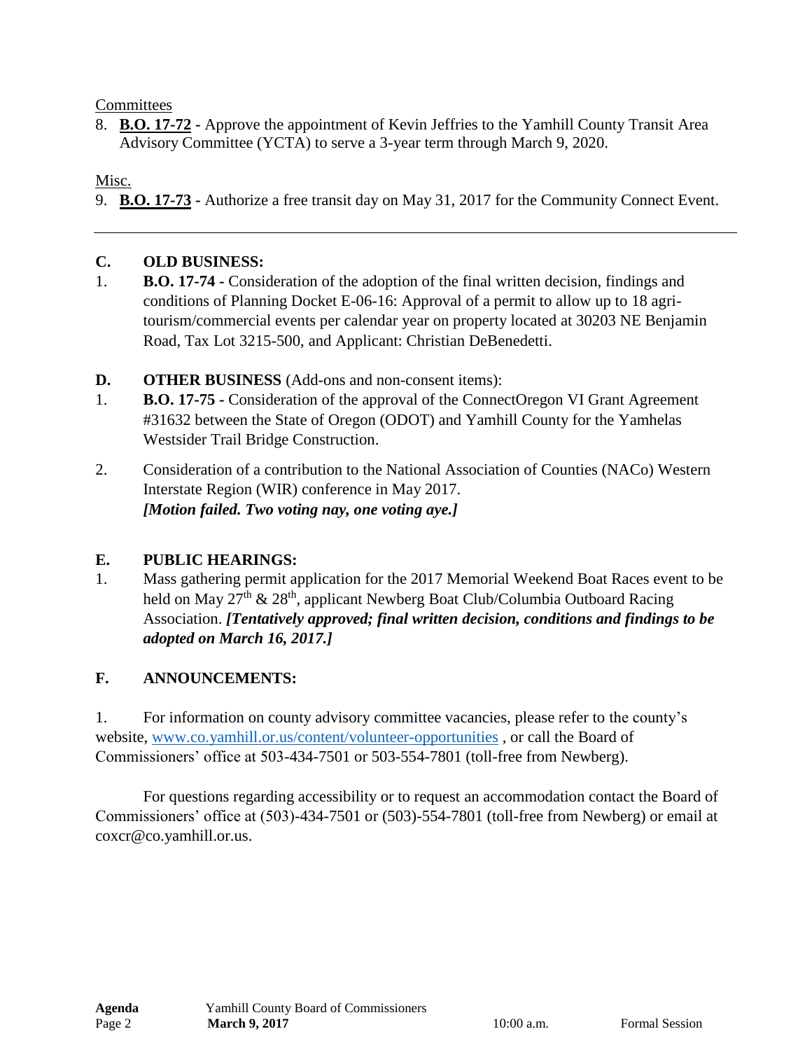Committees

8. **B.O. 17-72** - Approve the appointment of Kevin Jeffries to the Yamhill County Transit Area Advisory Committee (YCTA) to serve a 3-year term through March 9, 2020.

Misc.

9. **B.O. 17-73** - Authorize a free transit day on May 31, 2017 for the Community Connect Event.

---

## C. OLD BUSINESS:

1. **B.O. 17-74** - Consideration of the adoption of the final written decision, findings and conditions of Planning Docket E-06-16: Approval of a permit to allow up to 18 agri-tourism/commercial events per calendar year on property located at 30203 NE Benjamin Road, Tax Lot 3215-500, and Applicant: Christian DeBenedetti.

## D. OTHER BUSINESS (Add-ons and non-consent items):

1. **B.O. 17-75** - Consideration of the approval of the ConnectOregon VI Grant Agreement #31632 between the State of Oregon (ODOT) and Yamhill County for the Yamhelas Westsider Trail Bridge Construction.

2. Consideration of a contribution to the National Association of Counties (NACo) Western Interstate Region (WIR) conference in May 2017.
***[Motion failed. Two voting nay, one voting aye.]***

## E. PUBLIC HEARINGS:

1. Mass gathering permit application for the 2017 Memorial Weekend Boat Races event to be held on May 27th & 28th, applicant Newberg Boat Club/Columbia Outboard Racing Association. ***[Tentatively approved; final written decision, conditions and findings to be adopted on March 16, 2017.]***

## F. ANNOUNCEMENTS:

1. For information on county advisory committee vacancies, please refer to the county's website, www.co.yamhill.or.us/content/volunteer-opportunities , or call the Board of Commissioners' office at 503-434-7501 or 503-554-7801 (toll-free from Newberg).

For questions regarding accessibility or to request an accommodation contact the Board of Commissioners' office at (503)-434-7501 or (503)-554-7801 (toll-free from Newberg) or email at coxcr@co.yamhill.or.us.